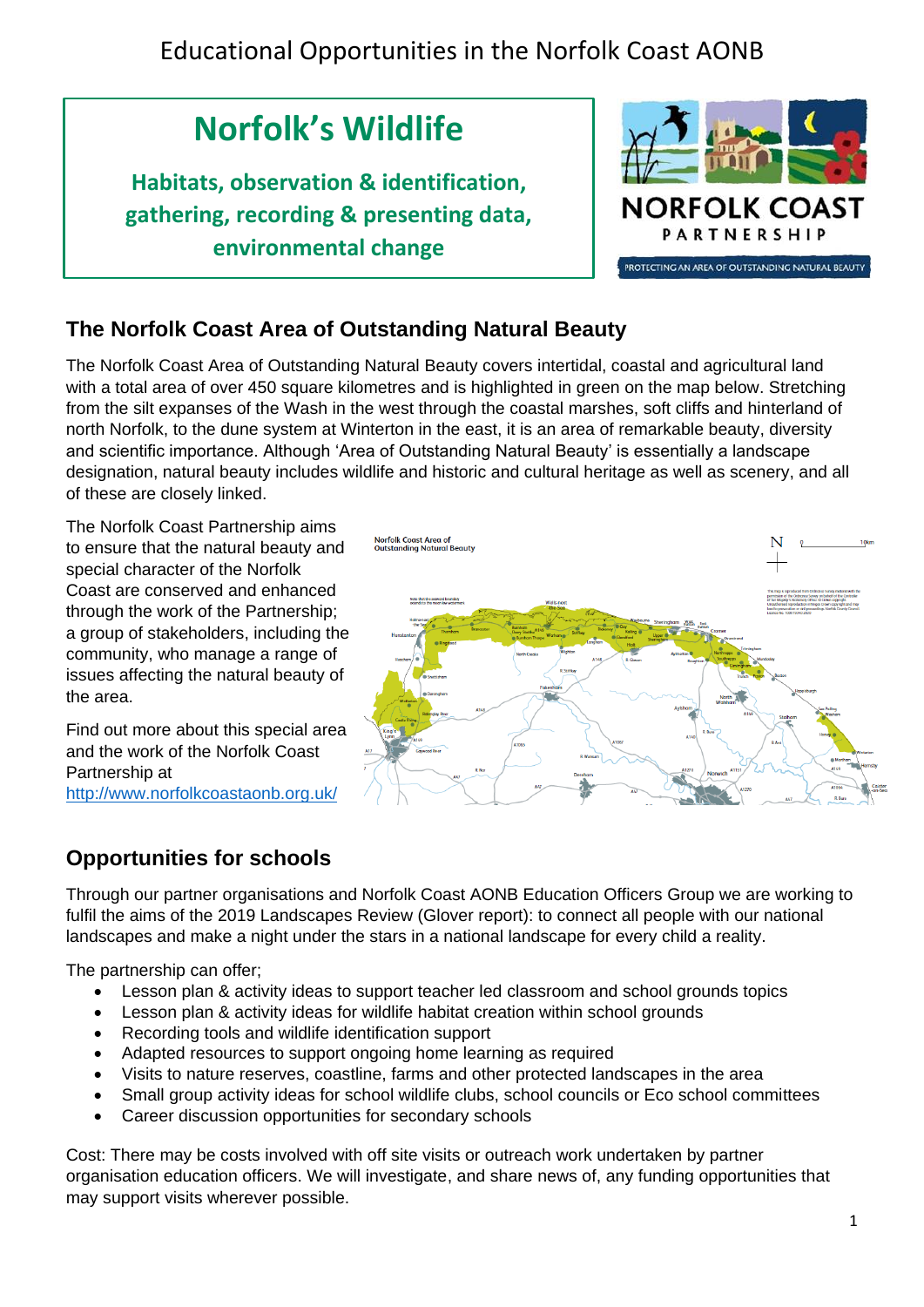Educational Opportunities in the Norfolk Coast AONB

# Norfolk's Wildlife

**Habitats, observation & identification, gathering, recording & presenting data, environmental change**

NORFOLK COAST PARTNERSHIP

PROTECTING AN AREA OF OUTSTANDING NATURAL BEAUTY

## The Norfolk Coast Area of Outstanding Natural Beauty

The Norfolk Coast Area of Outstanding Natural Beauty covers intertidal, coastal and agricultural land with a total area of over 450 square kilometres and is highlighted in green on the map below. Stretching from the silt expanses of the Wash in the west through the coastal marshes, soft cliffs and hinterland of north Norfolk, to the dune system at Winterton in the east, it is an area of remarkable beauty, diversity and scientific importance. Although 'Area of Outstanding Natural Beauty' is essentially a landscape designation, natural beauty includes wildlife and historic and cultural heritage as well as scenery, and all of these are closely linked.

The Norfolk Coast Partnership aims to ensure that the natural beauty and special character of the Norfolk Coast are conserved and enhanced through the work of the Partnership; a group of stakeholders, including the community, who manage a range of issues affecting the natural beauty of the area.

Find out more about this special area and the work of the Norfolk Coast Partnership at
http://www.norfolkcoastaonb.org.uk/

## Opportunities for schools

Through our partner organisations and Norfolk Coast AONB Education Officers Group we are working to fulfil the aims of the 2019 Landscapes Review (Glover report): to connect all people with our national landscapes and make a night under the stars in a national landscape for every child a reality.

The partnership can offer;

- Lesson plan & activity ideas to support teacher led classroom and school grounds topics
- Lesson plan & activity ideas for wildlife habitat creation within school grounds
- Recording tools and wildlife identification support
- Adapted resources to support ongoing home learning as required
- Visits to nature reserves, coastline, farms and other protected landscapes in the area
- Small group activity ideas for school wildlife clubs, school councils or Eco school committees
- Career discussion opportunities for secondary schools

Cost: There may be costs involved with off site visits or outreach work undertaken by partner organisation education officers. We will investigate, and share news of, any funding opportunities that may support visits wherever possible.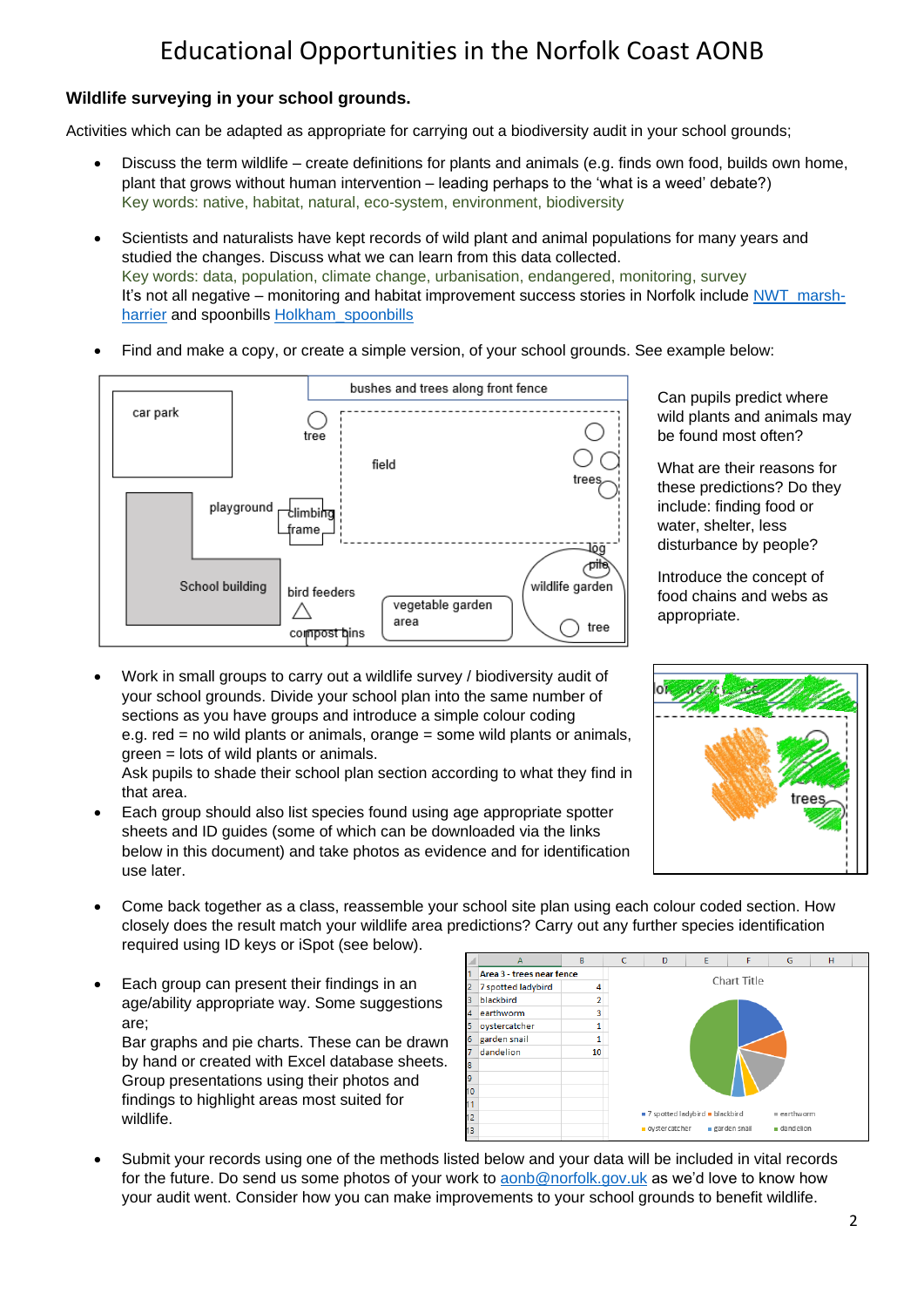# Educational Opportunities in the Norfolk Coast AONB

### Wildlife surveying in your school grounds.

Activities which can be adapted as appropriate for carrying out a biodiversity audit in your school grounds;

- Discuss the term wildlife – create definitions for plants and animals (e.g. finds own food, builds own home, plant that grows without human intervention – leading perhaps to the 'what is a weed' debate?)
  Key words: native, habitat, natural, eco-system, environment, biodiversity

- Scientists and naturalists have kept records of wild plant and animal populations for many years and studied the changes. Discuss what we can learn from this data collected.
  Key words: data, population, climate change, urbanisation, endangered, monitoring, survey
  It's not all negative – monitoring and habitat improvement success stories in Norfolk include NWT_marsh-harrier and spoonbills Holkham_spoonbills

- Find and make a copy, or create a simple version, of your school grounds. See example below:

Can pupils predict where wild plants and animals may be found most often?

What are their reasons for these predictions? Do they include: finding food or water, shelter, less disturbance by people?

Introduce the concept of food chains and webs as appropriate.

- Work in small groups to carry out a wildlife survey / biodiversity audit of your school grounds. Divide your school plan into the same number of sections as you have groups and introduce a simple colour coding e.g. red = no wild plants or animals, orange = some wild plants or animals, green = lots of wild plants or animals.
  Ask pupils to shade their school plan section according to what they find in that area.
- Each group should also list species found using age appropriate spotter sheets and ID guides (some of which can be downloaded via the links below in this document) and take photos as evidence and for identification use later.

- Come back together as a class, reassemble your school site plan using each colour coded section. How closely does the result match your wildlife area predictions? Carry out any further species identification required using ID keys or iSpot (see below).

- Each group can present their findings in an age/ability appropriate way. Some suggestions are;
  Bar graphs and pie charts. These can be drawn by hand or created with Excel database sheets.
  Group presentations using their photos and findings to highlight areas most suited for wildlife.

| Area 3 - trees near fence | |
|---|---|
| 7 spotted ladybird | 4 |
| blackbird | 2 |
| earthworm | 3 |
| oystercatcher | 1 |
| garden snail | 1 |
| dandelion | 10 |

- Submit your records using one of the methods listed below and your data will be included in vital records for the future. Do send us some photos of your work to aonb@norfolk.gov.uk as we'd love to know how your audit went. Consider how you can make improvements to your school grounds to benefit wildlife.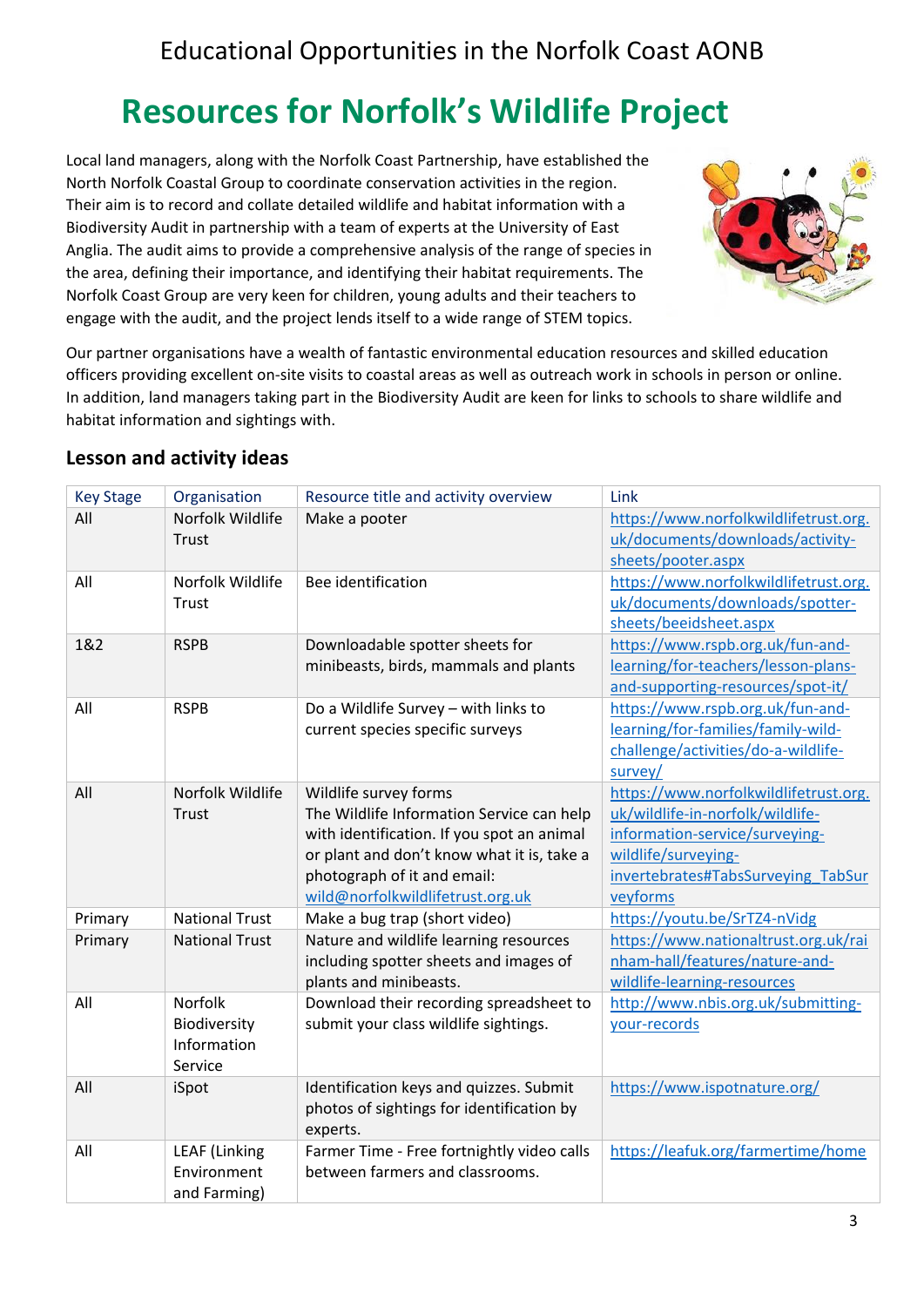Educational Opportunities in the Norfolk Coast AONB

# Resources for Norfolk's Wildlife Project

Local land managers, along with the Norfolk Coast Partnership, have established the North Norfolk Coastal Group to coordinate conservation activities in the region. Their aim is to record and collate detailed wildlife and habitat information with a Biodiversity Audit in partnership with a team of experts at the University of East Anglia. The audit aims to provide a comprehensive analysis of the range of species in the area, defining their importance, and identifying their habitat requirements. The Norfolk Coast Group are very keen for children, young adults and their teachers to engage with the audit, and the project lends itself to a wide range of STEM topics.

Our partner organisations have a wealth of fantastic environmental education resources and skilled education officers providing excellent on-site visits to coastal areas as well as outreach work in schools in person or online. In addition, land managers taking part in the Biodiversity Audit are keen for links to schools to share wildlife and habitat information and sightings with.

## Lesson and activity ideas

| Key Stage | Organisation | Resource title and activity overview | Link |
|---|---|---|---|
| All | Norfolk Wildlife Trust | Make a pooter | https://www.norfolkwildlifetrust.org.uk/documents/downloads/activity-sheets/pooter.aspx |
| All | Norfolk Wildlife Trust | Bee identification | https://www.norfolkwildlifetrust.org.uk/documents/downloads/spotter-sheets/beeidsheet.aspx |
| 1&2 | RSPB | Downloadable spotter sheets for minibeasts, birds, mammals and plants | https://www.rspb.org.uk/fun-and-learning/for-teachers/lesson-plans-and-supporting-resources/spot-it/ |
| All | RSPB | Do a Wildlife Survey – with links to current species specific surveys | https://www.rspb.org.uk/fun-and-learning/for-families/family-wild-challenge/activities/do-a-wildlife-survey/ |
| All | Norfolk Wildlife Trust | Wildlife survey forms<br>The Wildlife Information Service can help with identification. If you spot an animal or plant and don't know what it is, take a photograph of it and email: wild@norfolkwildlifetrust.org.uk | https://www.norfolkwildlifetrust.org.uk/wildlife-in-norfolk/wildlife-information-service/surveying-wildlife/surveying-invertebrates#TabsSurveying_TabSurveyforms |
| Primary | National Trust | Make a bug trap (short video) | https://youtu.be/SrTZ4-nVidg |
| Primary | National Trust | Nature and wildlife learning resources including spotter sheets and images of plants and minibeasts. | https://www.nationaltrust.org.uk/rainham-hall/features/nature-and-wildlife-learning-resources |
| All | Norfolk Biodiversity Information Service | Download their recording spreadsheet to submit your class wildlife sightings. | http://www.nbis.org.uk/submitting-your-records |
| All | iSpot | Identification keys and quizzes. Submit photos of sightings for identification by experts. | https://www.ispotnature.org/ |
| All | LEAF (Linking Environment and Farming) | Farmer Time - Free fortnightly video calls between farmers and classrooms. | https://leafuk.org/farmertime/home |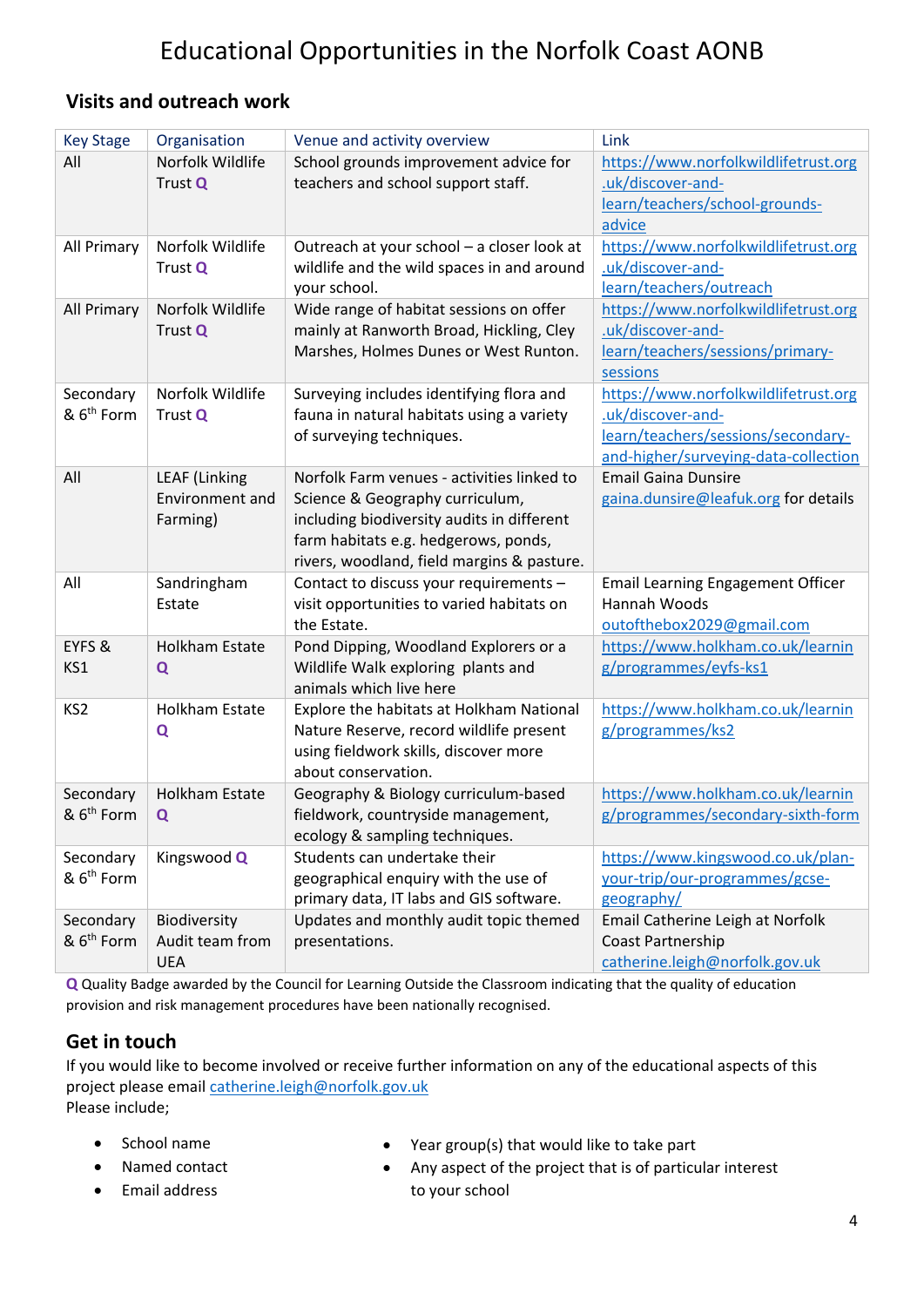# Educational Opportunities in the Norfolk Coast AONB

## Visits and outreach work

| Key Stage | Organisation | Venue and activity overview | Link |
|---|---|---|---|
| All | Norfolk Wildlife Trust **Q** | School grounds improvement advice for teachers and school support staff. | https://www.norfolkwildlifetrust.org.uk/discover-and-learn/teachers/school-grounds-advice |
| All Primary | Norfolk Wildlife Trust **Q** | Outreach at your school – a closer look at wildlife and the wild spaces in and around your school. | https://www.norfolkwildlifetrust.org.uk/discover-and-learn/teachers/outreach |
| All Primary | Norfolk Wildlife Trust **Q** | Wide range of habitat sessions on offer mainly at Ranworth Broad, Hickling, Cley Marshes, Holmes Dunes or West Runton. | https://www.norfolkwildlifetrust.org.uk/discover-and-learn/teachers/sessions/primary-sessions |
| Secondary & 6th Form | Norfolk Wildlife Trust **Q** | Surveying includes identifying flora and fauna in natural habitats using a variety of surveying techniques. | https://www.norfolkwildlifetrust.org.uk/discover-and-learn/teachers/sessions/secondary-and-higher/surveying-data-collection |
| All | LEAF (Linking Environment and Farming) | Norfolk Farm venues - activities linked to Science & Geography curriculum, including biodiversity audits in different farm habitats e.g. hedgerows, ponds, rivers, woodland, field margins & pasture. | Email Gaina Dunsire gaina.dunsire@leafuk.org for details |
| All | Sandringham Estate | Contact to discuss your requirements – visit opportunities to varied habitats on the Estate. | Email Learning Engagement Officer Hannah Woods outofthebox2029@gmail.com |
| EYFS & KS1 | Holkham Estate **Q** | Pond Dipping, Woodland Explorers or a Wildlife Walk exploring plants and animals which live here | https://www.holkham.co.uk/learning/programmes/eyfs-ks1 |
| KS2 | Holkham Estate **Q** | Explore the habitats at Holkham National Nature Reserve, record wildlife present using fieldwork skills, discover more about conservation. | https://www.holkham.co.uk/learning/programmes/ks2 |
| Secondary & 6th Form | Holkham Estate **Q** | Geography & Biology curriculum-based fieldwork, countryside management, ecology & sampling techniques. | https://www.holkham.co.uk/learning/programmes/secondary-sixth-form |
| Secondary & 6th Form | Kingswood **Q** | Students can undertake their geographical enquiry with the use of primary data, IT labs and GIS software. | https://www.kingswood.co.uk/plan-your-trip/our-programmes/gcse-geography/ |
| Secondary & 6th Form | Biodiversity Audit team from UEA | Updates and monthly audit topic themed presentations. | Email Catherine Leigh at Norfolk Coast Partnership catherine.leigh@norfolk.gov.uk |

**Q** Quality Badge awarded by the Council for Learning Outside the Classroom indicating that the quality of education provision and risk management procedures have been nationally recognised.

## Get in touch

If you would like to become involved or receive further information on any of the educational aspects of this project please email catherine.leigh@norfolk.gov.uk
Please include;

- School name
- Named contact
- Email address
- Year group(s) that would like to take part
- Any aspect of the project that is of particular interest to your school